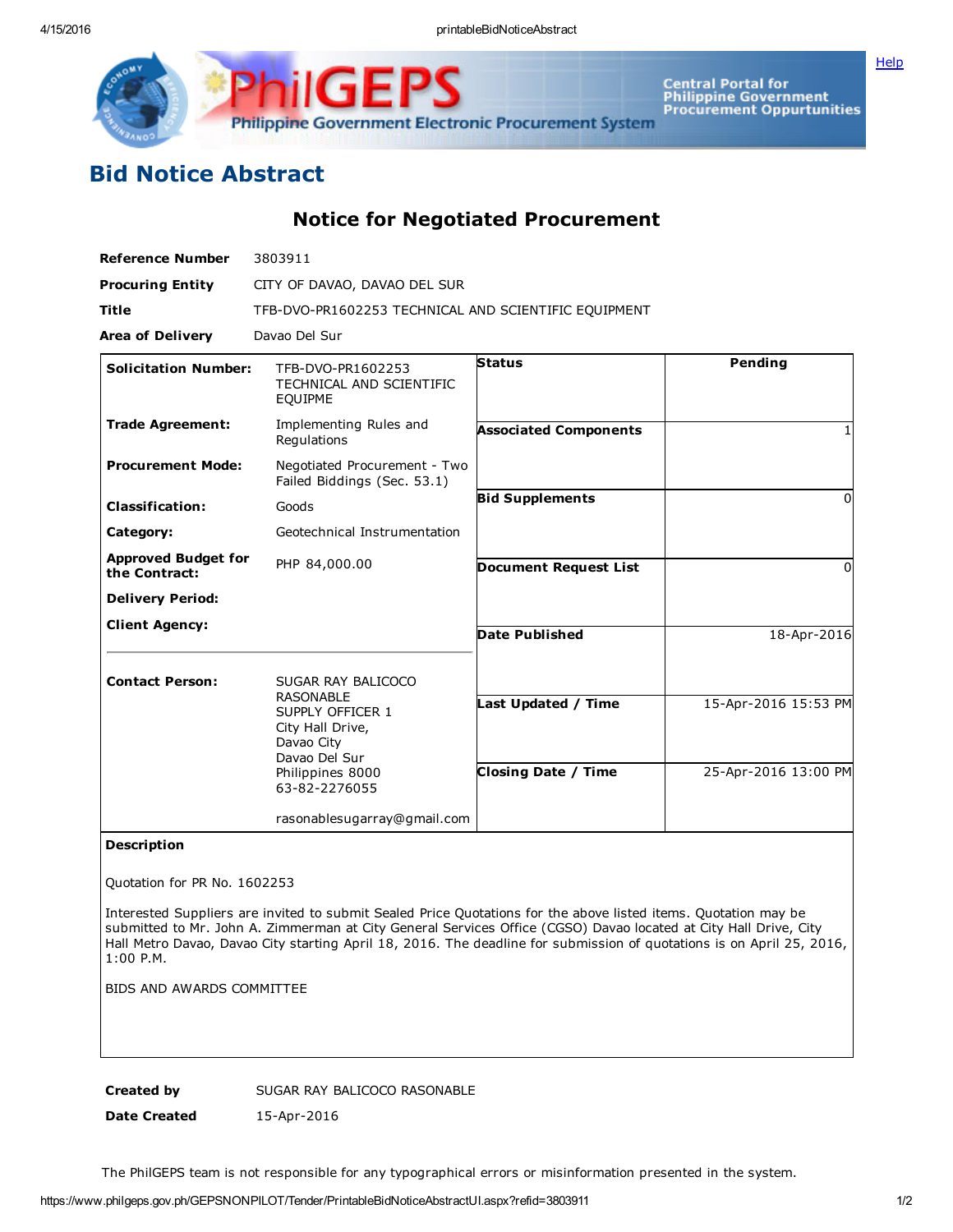# Bid Notice Abstract

## Notice for Negotiated Procurement

| | |
|---|---|
| **Reference Number** | 3803911 |
| **Procuring Entity** | CITY OF DAVAO, DAVAO DEL SUR |
| **Title** | TFB-DVO-PR1602253 TECHNICAL AND SCIENTIFIC EQUIPMENT |
| **Area of Delivery** | Davao Del Sur |

| | | | |
|---|---|---|---|
| **Solicitation Number:** | TFB-DVO-PR1602253 TECHNICAL AND SCIENTIFIC EQUIPME | **Status** | Pending |
| **Trade Agreement:** | Implementing Rules and Regulations | **Associated Components** | 1 |
| **Procurement Mode:** | Negotiated Procurement - Two Failed Biddings (Sec. 53.1) | **Bid Supplements** | 0 |
| **Classification:** | Goods | | |
| **Category:** | Geotechnical Instrumentation | **Document Request List** | 0 |
| **Approved Budget for the Contract:** | PHP 84,000.00 | | |
| **Delivery Period:** | | **Date Published** | 18-Apr-2016 |
| **Client Agency:** | | | |
| **Contact Person:** | SUGAR RAY BALICOCO RASONABLE<br>SUPPLY OFFICER 1<br>City Hall Drive,<br>Davao City<br>Davao Del Sur<br>Philippines 8000<br>63-82-2276055<br><br>rasonablesugarray@gmail.com | **Last Updated / Time** | 15-Apr-2016 15:53 PM |
| | | **Closing Date / Time** | 25-Apr-2016 13:00 PM |

**Description**

Quotation for PR No. 1602253

Interested Suppliers are invited to submit Sealed Price Quotations for the above listed items. Quotation may be submitted to Mr. John A. Zimmerman at City General Services Office (CGSO) Davao located at City Hall Drive, City Hall Metro Davao, Davao City starting April 18, 2016. The deadline for submission of quotations is on April 25, 2016, 1:00 P.M.

BIDS AND AWARDS COMMITTEE

| | |
|---|---|
| **Created by** | SUGAR RAY BALICOCO RASONABLE |
| **Date Created** | 15-Apr-2016 |

The PhilGEPS team is not responsible for any typographical errors or misinformation presented in the system.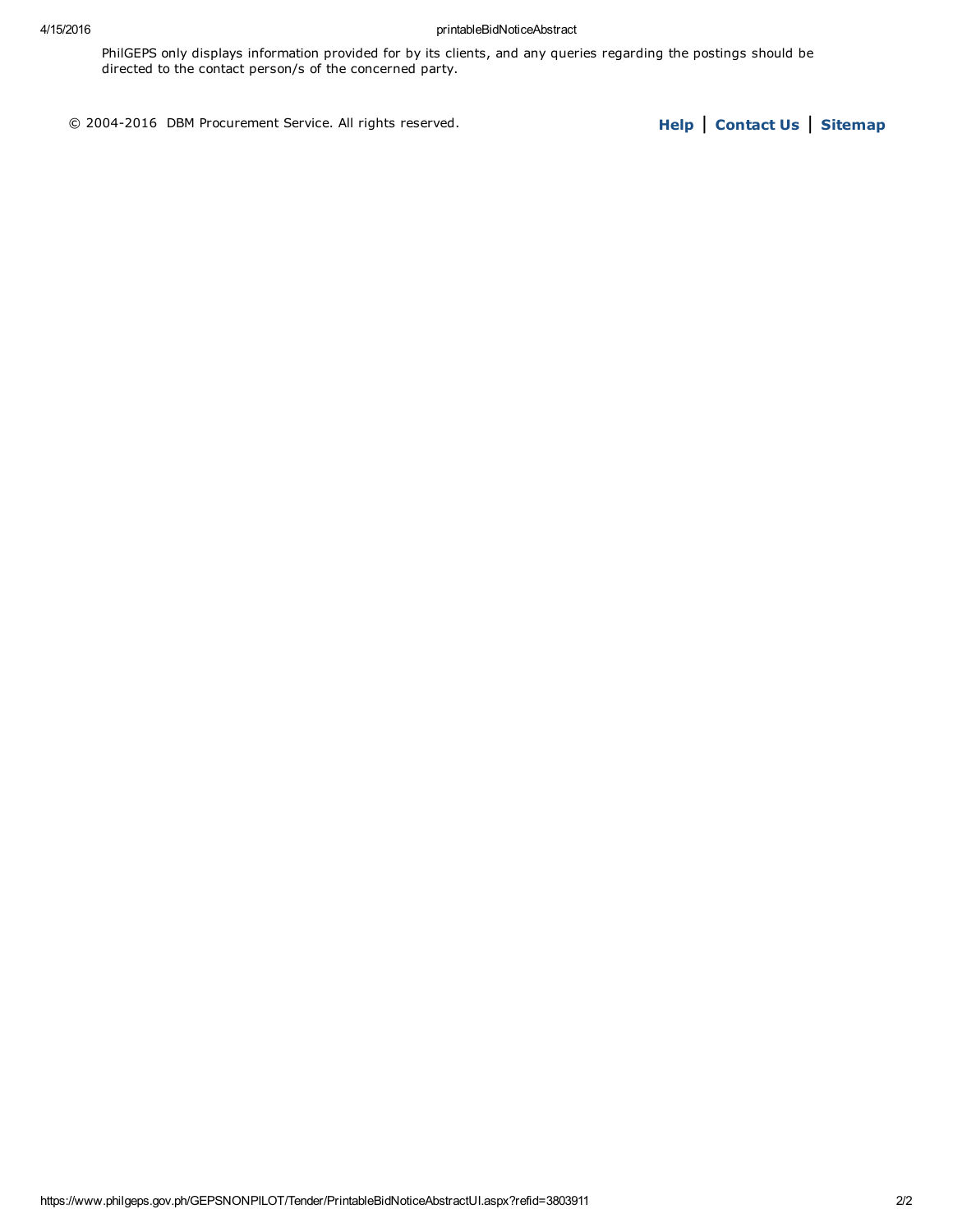PhilGEPS only displays information provided for by its clients, and any queries regarding the postings should be directed to the contact person/s of the concerned party.

© 2004-2016 DBM Procurement Service. All rights reserved.

**Help** | **Contact Us** | **Sitemap**